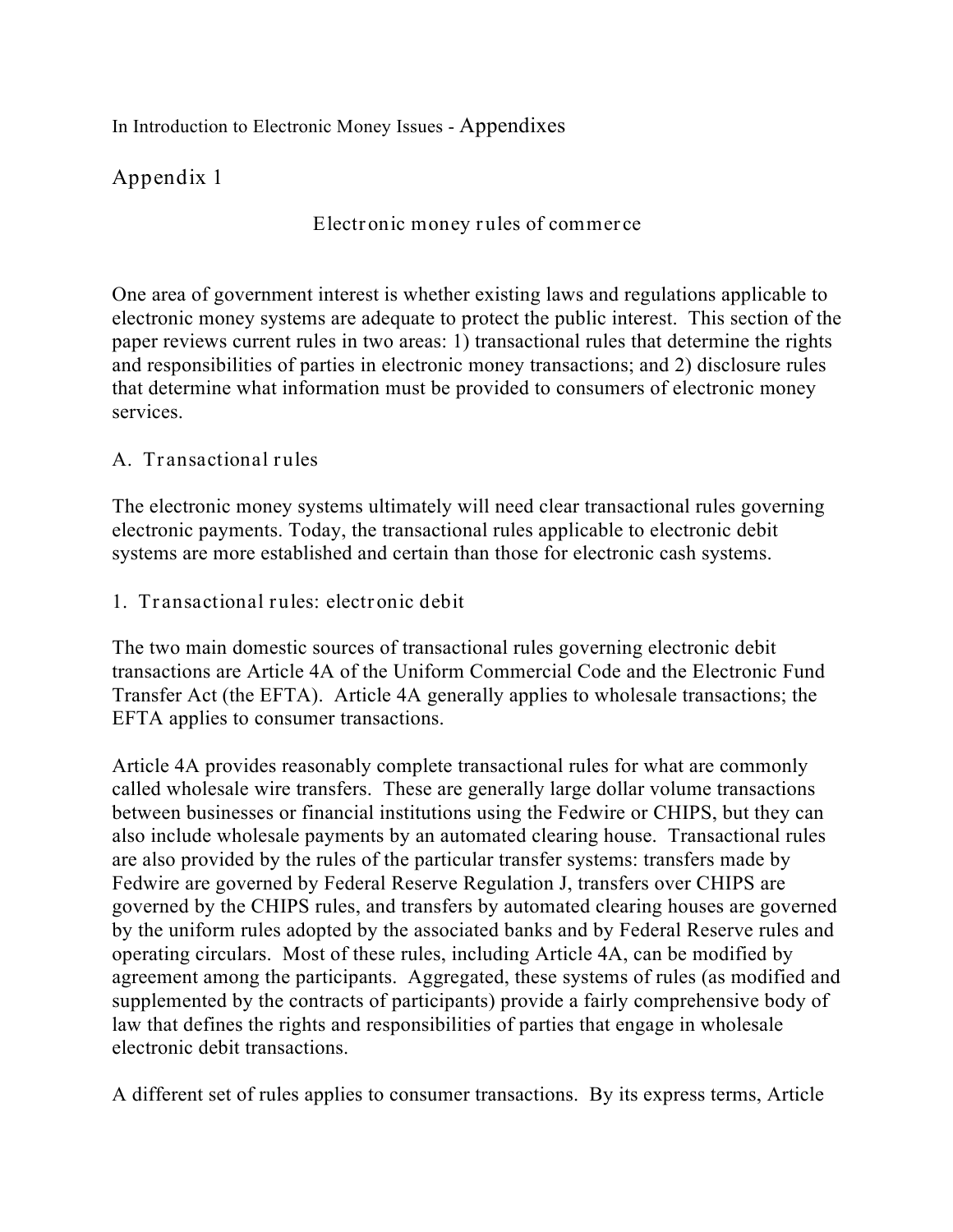In Introduction to Electronic Money Issues - Appendixes

# Appendix 1

## Electronic money rules of commerce

One area of government interest is whether existing laws and regulations applicable to electronic money systems are adequate to protect the public interest. This section of the paper reviews current rules in two areas: 1) transactional rules that determine the rights and responsibilities of parties in electronic money transactions; and 2) disclosure rules that determine what information must be provided to consumers of electronic money services.

### A. Transactional rules

The electronic money systems ultimately will need clear transactional rules governing electronic payments. Today, the transactional rules applicable to electronic debit systems are more established and certain than those for electronic cash systems.

#### 1. Transactional rules: electronic debit

The two main domestic sources of transactional rules governing electronic debit transactions are Article 4A of the Uniform Commercial Code and the Electronic Fund Transfer Act (the EFTA). Article 4A generally applies to wholesale transactions; the EFTA applies to consumer transactions.

Article 4A provides reasonably complete transactional rules for what are commonly called wholesale wire transfers. These are generally large dollar volume transactions between businesses or financial institutions using the Fedwire or CHIPS, but they can also include wholesale payments by an automated clearing house. Transactional rules are also provided by the rules of the particular transfer systems: transfers made by Fedwire are governed by Federal Reserve Regulation J, transfers over CHIPS are governed by the CHIPS rules, and transfers by automated clearing houses are governed by the uniform rules adopted by the associated banks and by Federal Reserve rules and operating circulars. Most of these rules, including Article 4A, can be modified by agreement among the participants. Aggregated, these systems of rules (as modified and supplemented by the contracts of participants) provide a fairly comprehensive body of law that defines the rights and responsibilities of parties that engage in wholesale electronic debit transactions.

A different set of rules applies to consumer transactions. By its express terms, Article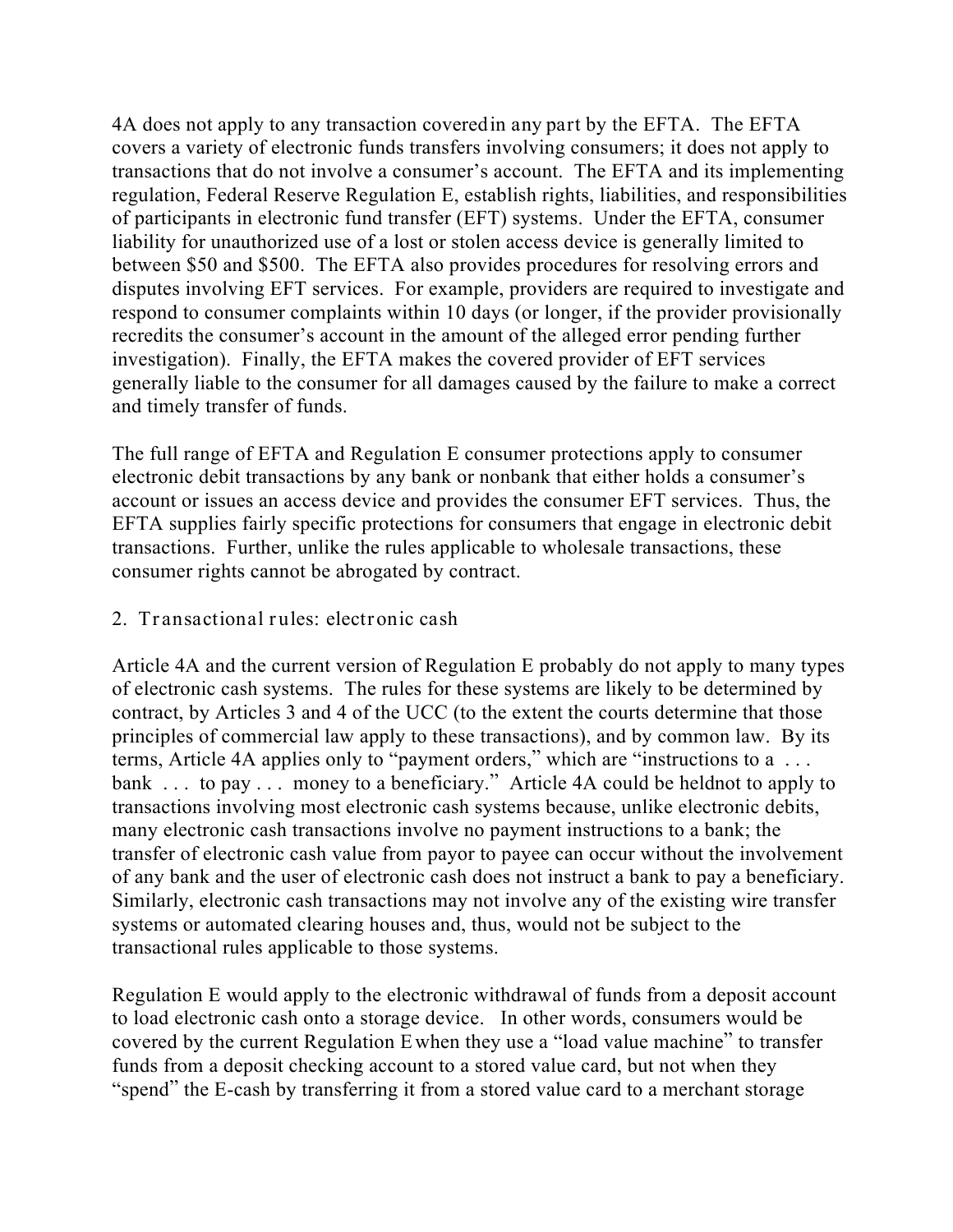4A does not apply to any transaction covered in any part by the EFTA. The EFTA covers a variety of electronic funds transfers involving consumers; it does not apply to transactions that do not involve a consumer's account. The EFTA and its implementing regulation, Federal Reserve Regulation E, establish rights, liabilities, and responsibilities of participants in electronic fund transfer (EFT) systems. Under the EFTA, consumer liability for unauthorized use of a lost or stolen access device is generally limited to between $50 and $500. The EFTA also provides procedures for resolving errors and disputes involving EFT services. For example, providers are required to investigate and respond to consumer complaints within 10 days (or longer, if the provider provisionally recredits the consumer's account in the amount of the alleged error pending further investigation). Finally, the EFTA makes the covered provider of EFT services generally liable to the consumer for all damages caused by the failure to make a correct and timely transfer of funds.

The full range of EFTA and Regulation E consumer protections apply to consumer electronic debit transactions by any bank or nonbank that either holds a consumer's account or issues an access device and provides the consumer EFT services. Thus, the EFTA supplies fairly specific protections for consumers that engage in electronic debit transactions. Further, unlike the rules applicable to wholesale transactions, these consumer rights cannot be abrogated by contract.

2. Transactional rules: electronic cash

Article 4A and the current version of Regulation E probably do not apply to many types of electronic cash systems. The rules for these systems are likely to be determined by contract, by Articles 3 and 4 of the UCC (to the extent the courts determine that those principles of commercial law apply to these transactions), and by common law. By its terms, Article 4A applies only to "payment orders," which are "instructions to a . . . bank . . . to pay . . . money to a beneficiary." Article 4A could be held not to apply to transactions involving most electronic cash systems because, unlike electronic debits, many electronic cash transactions involve no payment instructions to a bank; the transfer of electronic cash value from payor to payee can occur without the involvement of any bank and the user of electronic cash does not instruct a bank to pay a beneficiary. Similarly, electronic cash transactions may not involve any of the existing wire transfer systems or automated clearing houses and, thus, would not be subject to the transactional rules applicable to those systems.

Regulation E would apply to the electronic withdrawal of funds from a deposit account to load electronic cash onto a storage device. In other words, consumers would be covered by the current Regulation E when they use a "load value machine" to transfer funds from a deposit checking account to a stored value card, but not when they "spend" the E-cash by transferring it from a stored value card to a merchant storage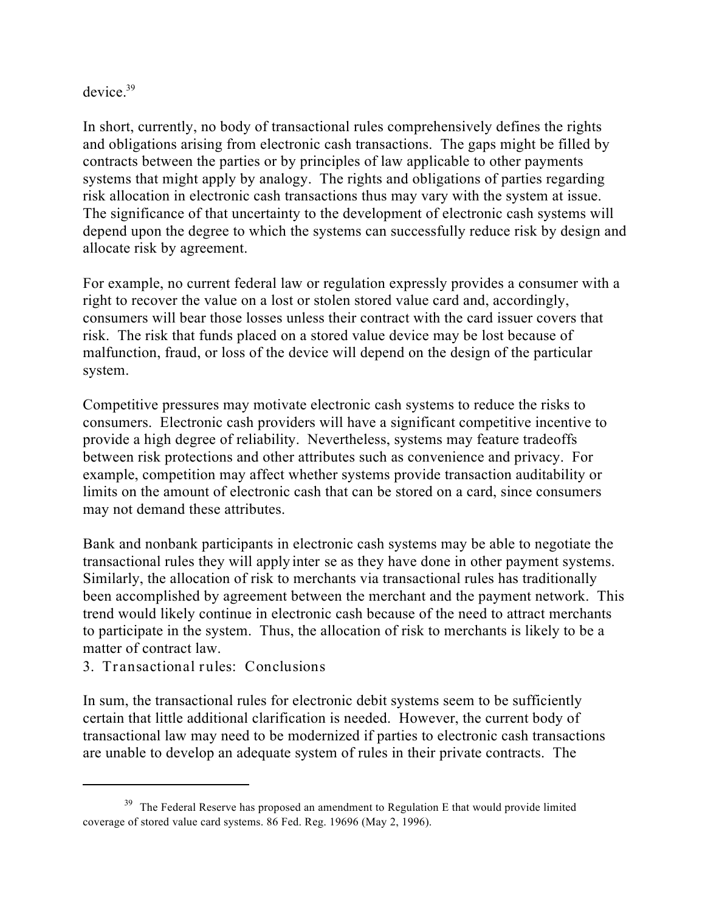device.[39]

In short, currently, no body of transactional rules comprehensively defines the rights and obligations arising from electronic cash transactions. The gaps might be filled by contracts between the parties or by principles of law applicable to other payments systems that might apply by analogy. The rights and obligations of parties regarding risk allocation in electronic cash transactions thus may vary with the system at issue. The significance of that uncertainty to the development of electronic cash systems will depend upon the degree to which the systems can successfully reduce risk by design and allocate risk by agreement.

For example, no current federal law or regulation expressly provides a consumer with a right to recover the value on a lost or stolen stored value card and, accordingly, consumers will bear those losses unless their contract with the card issuer covers that risk. The risk that funds placed on a stored value device may be lost because of malfunction, fraud, or loss of the device will depend on the design of the particular system.

Competitive pressures may motivate electronic cash systems to reduce the risks to consumers. Electronic cash providers will have a significant competitive incentive to provide a high degree of reliability. Nevertheless, systems may feature tradeoffs between risk protections and other attributes such as convenience and privacy. For example, competition may affect whether systems provide transaction auditability or limits on the amount of electronic cash that can be stored on a card, since consumers may not demand these attributes.

Bank and nonbank participants in electronic cash systems may be able to negotiate the transactional rules they will apply *inter se* as they have done in other payment systems. Similarly, the allocation of risk to merchants via transactional rules has traditionally been accomplished by agreement between the merchant and the payment network. This trend would likely continue in electronic cash because of the need to attract merchants to participate in the system. Thus, the allocation of risk to merchants is likely to be a matter of contract law.

### 3. Transactional rules: Conclusions

In sum, the transactional rules for electronic debit systems seem to be sufficiently certain that little additional clarification is needed. However, the current body of transactional law may need to be modernized if parties to electronic cash transactions are unable to develop an adequate system of rules in their private contracts. The

---

[39] The Federal Reserve has proposed an amendment to Regulation E that would provide limited coverage of stored value card systems. 86 Fed. Reg. 19696 (May 2, 1996).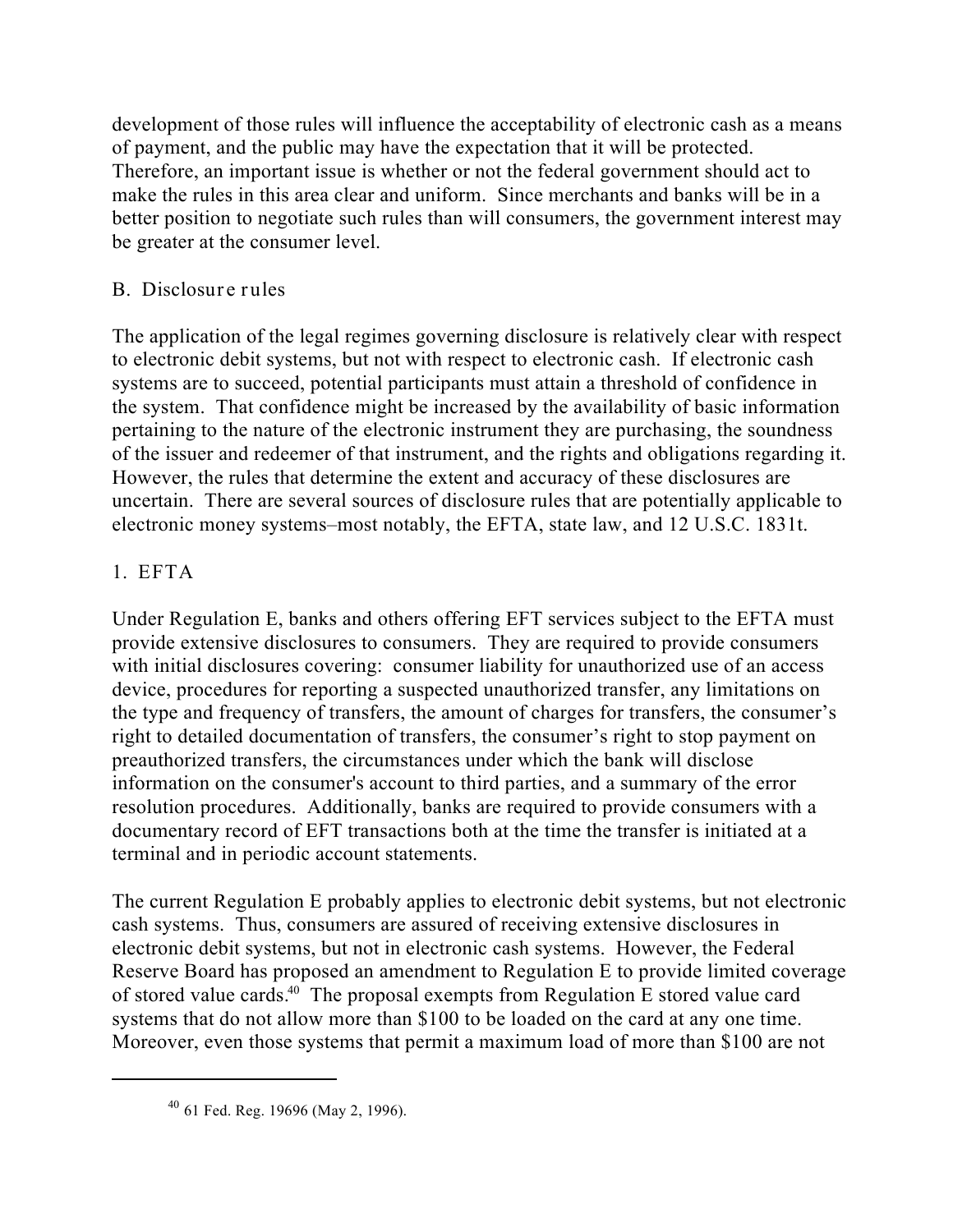development of those rules will influence the acceptability of electronic cash as a means of payment, and the public may have the expectation that it will be protected. Therefore, an important issue is whether or not the federal government should act to make the rules in this area clear and uniform. Since merchants and banks will be in a better position to negotiate such rules than will consumers, the government interest may be greater at the consumer level.

## B. Disclosure rules

The application of the legal regimes governing disclosure is relatively clear with respect to electronic debit systems, but not with respect to electronic cash. If electronic cash systems are to succeed, potential participants must attain a threshold of confidence in the system. That confidence might be increased by the availability of basic information pertaining to the nature of the electronic instrument they are purchasing, the soundness of the issuer and redeemer of that instrument, and the rights and obligations regarding it. However, the rules that determine the extent and accuracy of these disclosures are uncertain. There are several sources of disclosure rules that are potentially applicable to electronic money systems–most notably, the EFTA, state law, and 12 U.S.C. 1831t.

### 1. EFTA

Under Regulation E, banks and others offering EFT services subject to the EFTA must provide extensive disclosures to consumers. They are required to provide consumers with initial disclosures covering: consumer liability for unauthorized use of an access device, procedures for reporting a suspected unauthorized transfer, any limitations on the type and frequency of transfers, the amount of charges for transfers, the consumer's right to detailed documentation of transfers, the consumer's right to stop payment on preauthorized transfers, the circumstances under which the bank will disclose information on the consumer's account to third parties, and a summary of the error resolution procedures. Additionally, banks are required to provide consumers with a documentary record of EFT transactions both at the time the transfer is initiated at a terminal and in periodic account statements.

The current Regulation E probably applies to electronic debit systems, but not electronic cash systems. Thus, consumers are assured of receiving extensive disclosures in electronic debit systems, but not in electronic cash. However, the Federal Reserve Board has proposed an amendment to Regulation E to provide limited coverage of stored value cards.[40] The proposal exempts from Regulation E stored value card systems that do not allow more than $100 to be loaded on the card at any one time. Moreover, even those systems that permit a maximum load of more than $100 are not

---

[40] 61 Fed. Reg. 19696 (May 2, 1996).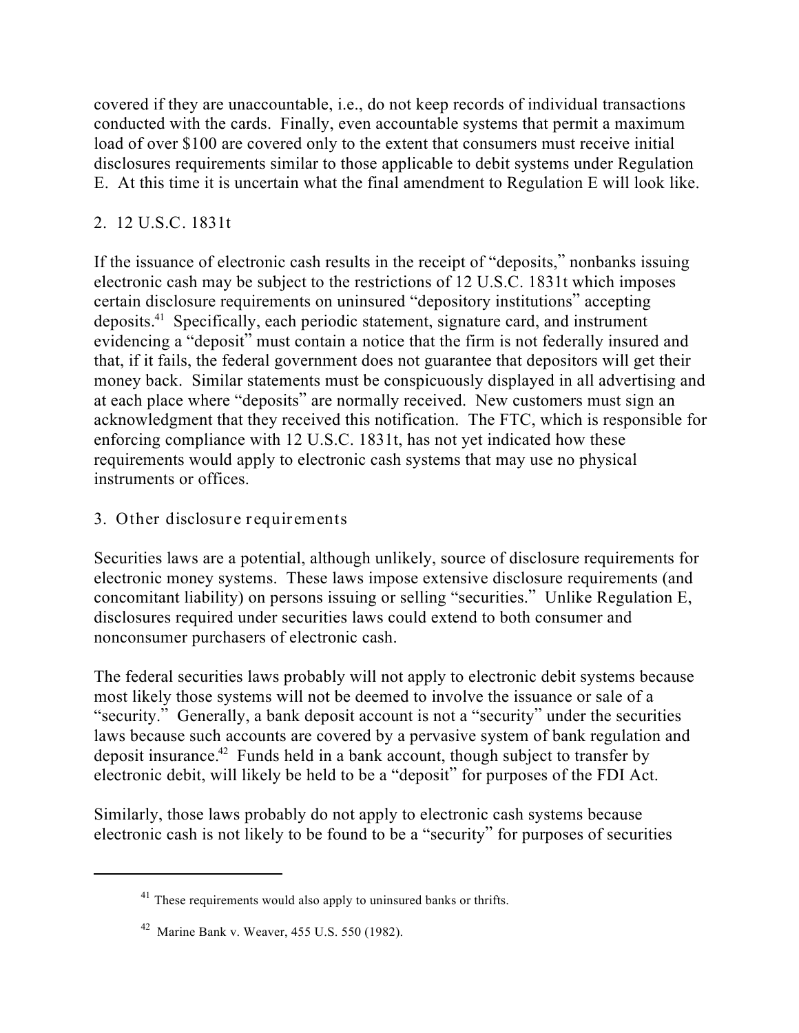covered if they are unaccountable, i.e., do not keep records of individual transactions conducted with the cards. Finally, even accountable systems that permit a maximum load of over $100 are covered only to the extent that consumers must receive initial disclosures requirements similar to those applicable to debit systems under Regulation E. At this time it is uncertain what the final amendment to Regulation E will look like.

### 2. 12 U.S.C. 1831t

If the issuance of electronic cash results in the receipt of "deposits," nonbanks issuing electronic cash may be subject to the restrictions of 12 U.S.C. 1831t which imposes certain disclosure requirements on uninsured "depository institutions" accepting deposits.[41] Specifically, each periodic statement, signature card, and instrument evidencing a "deposit" must contain a notice that the firm is not federally insured and that, if it fails, the federal government does not guarantee that depositors will get their money back. Similar statements must be conspicuously displayed in all advertising and at each place where "deposits" are normally received. New customers must sign an acknowledgment that they received this notification. The FTC, which is responsible for enforcing compliance with 12 U.S.C. 1831t, has not yet indicated how these requirements would apply to electronic cash systems that may use no physical instruments or offices.

### 3. Other disclosure requirements

Securities laws are a potential, although unlikely, source of disclosure requirements for electronic money systems. These laws impose extensive disclosure requirements (and concomitant liability) on persons issuing or selling "securities." Unlike Regulation E, disclosures required under securities laws could extend to both consumer and nonconsumer purchasers of electronic cash.

The federal securities laws probably will not apply to electronic debit systems because most likely those systems will not be deemed to involve the issuance or sale of a "security." Generally, a bank deposit account is not a "security" under the securities laws because such accounts are covered by a pervasive system of bank regulation and deposit insurance.[42] Funds held in a bank account, though subject to transfer by electronic debit, will likely be held to be a "deposit" for purposes of the FDI Act.

Similarly, those laws probably do not apply to electronic cash systems because electronic cash is not likely to be found to be a "security" for purposes of securities

---

[41] These requirements would also apply to uninsured banks or thrifts.

[42] Marine Bank v. Weaver, 455 U.S. 550 (1982).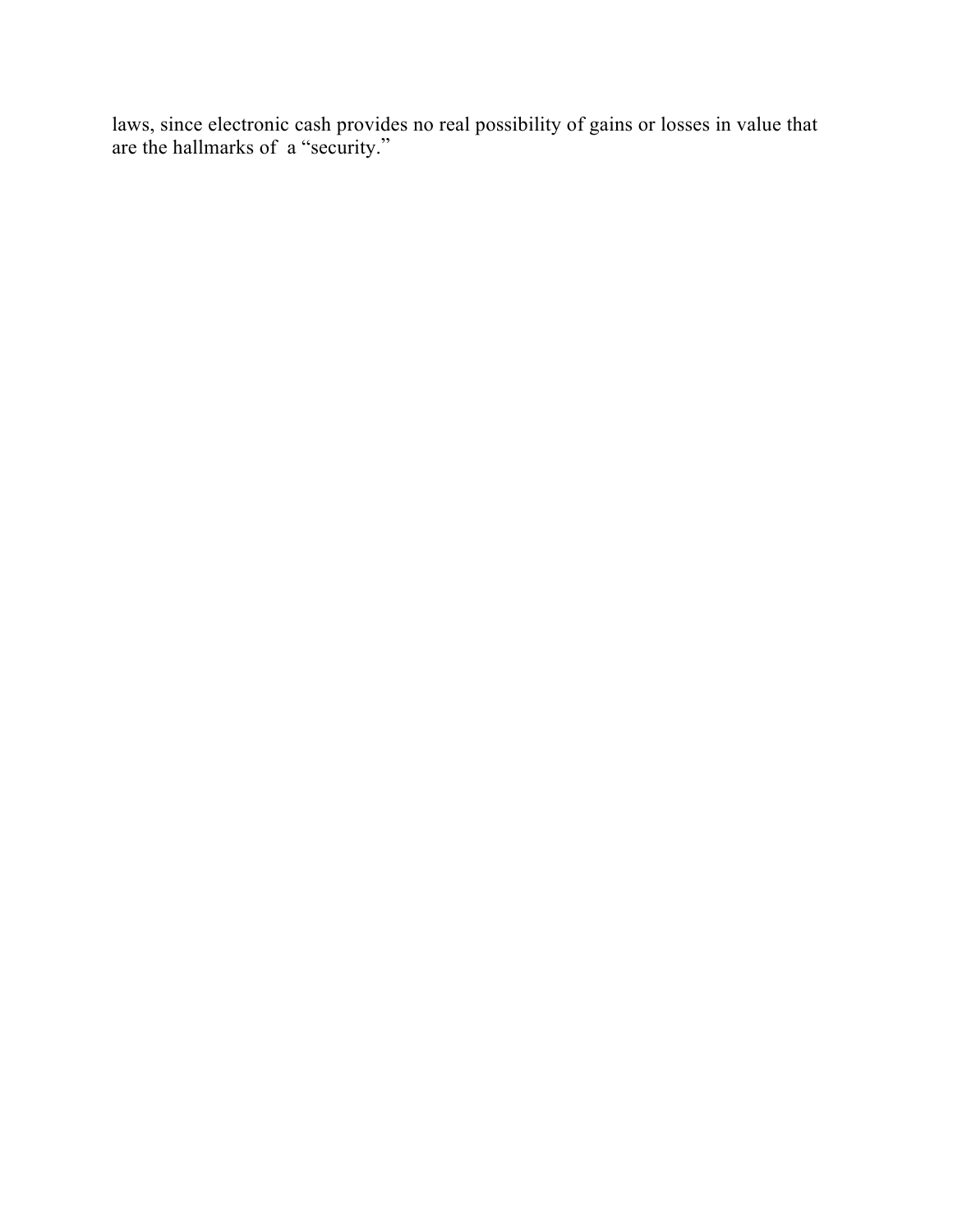laws, since electronic cash provides no real possibility of gains or losses in value that are the hallmarks of a "security."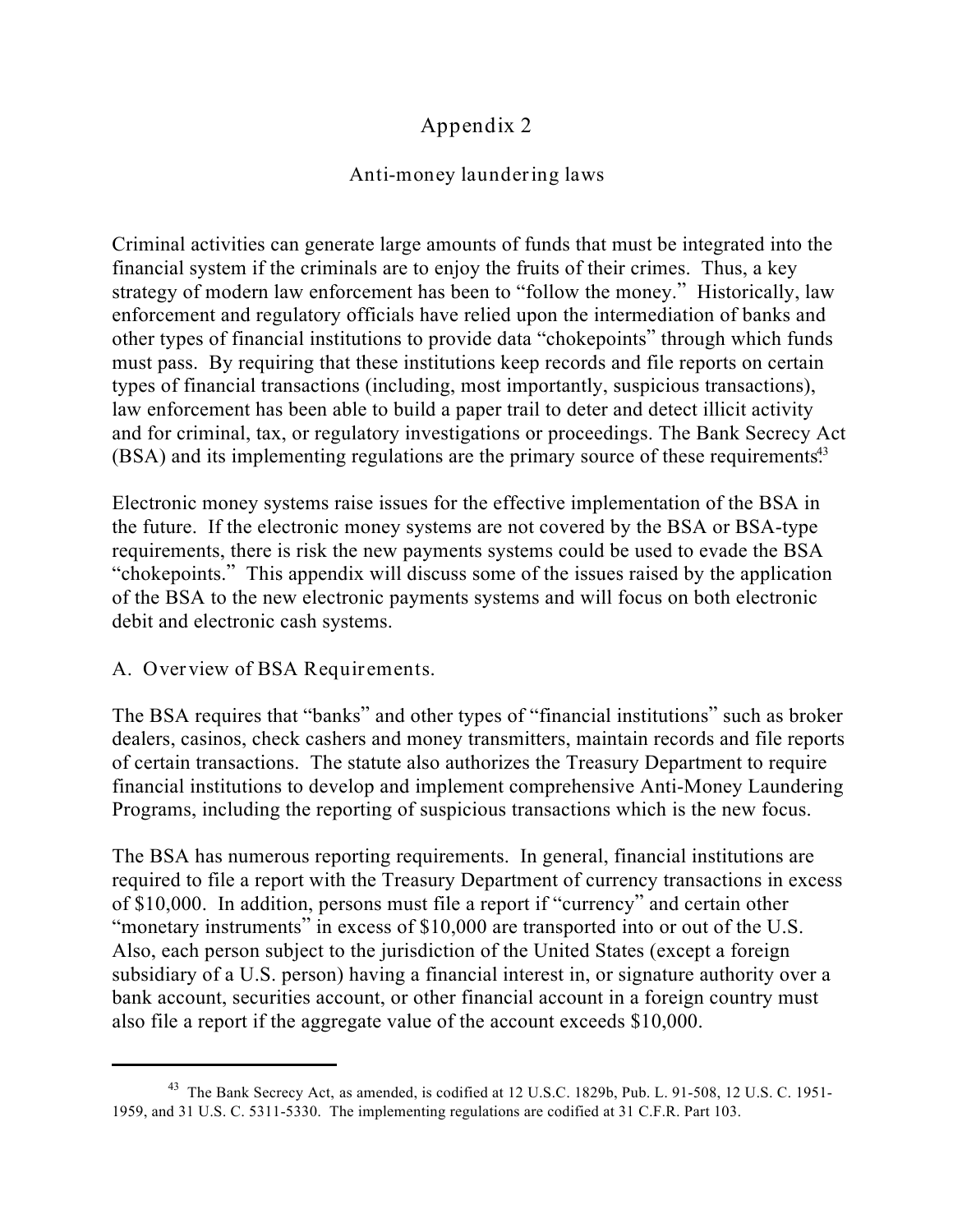# Appendix 2

## Anti-money laundering laws

Criminal activities can generate large amounts of funds that must be integrated into the financial system if the criminals are to enjoy the fruits of their crimes. Thus, a key strategy of modern law enforcement has been to "follow the money." Historically, law enforcement and regulatory officials have relied upon the intermediation of banks and other types of financial institutions to provide data "chokepoints" through which funds must pass. By requiring that these institutions keep records and file reports on certain types of financial transactions (including, most importantly, suspicious transactions), law enforcement has been able to build a paper trail to deter and detect illicit activity and for criminal, tax, or regulatory investigations or proceedings. The Bank Secrecy Act (BSA) and its implementing regulations are the primary source of these requirements.[43]

Electronic money systems raise issues for the effective implementation of the BSA in the future. If the electronic money systems are not covered by the BSA or BSA-type requirements, there is risk the new payments systems could be used to evade the BSA "chokepoints." This appendix will discuss some of the issues raised by the application of the BSA to the new electronic payments systems and will focus on both electronic debit and electronic cash systems.

A. Overview of BSA Requirements.

The BSA requires that "banks" and other types of "financial institutions" such as broker dealers, casinos, check cashers and money transmitters, maintain records and file reports of certain transactions. The statute also authorizes the Treasury Department to require financial institutions to develop and implement comprehensive Anti-Money Laundering Programs, including the reporting of suspicious transactions which is the new focus.

The BSA has numerous reporting requirements. In general, financial institutions are required to file a report with the Treasury Department of currency transactions in excess of $10,000. In addition, persons must file a report if "currency" and certain other "monetary instruments" in excess of $10,000 are transported into or out of the U.S. Also, each person subject to the jurisdiction of the United States (except a foreign subsidiary of a U.S. person) having a financial interest in, or signature authority over a bank account, securities account, or other financial account in a foreign country must also file a report if the aggregate value of the account exceeds $10,000.

---

[43] The Bank Secrecy Act, as amended, is codified at 12 U.S.C. 1829b, Pub. L. 91-508, 12 U.S. C. 1951-1959, and 31 U.S. C. 5311-5330. The implementing regulations are codified at 31 C.F.R. Part 103.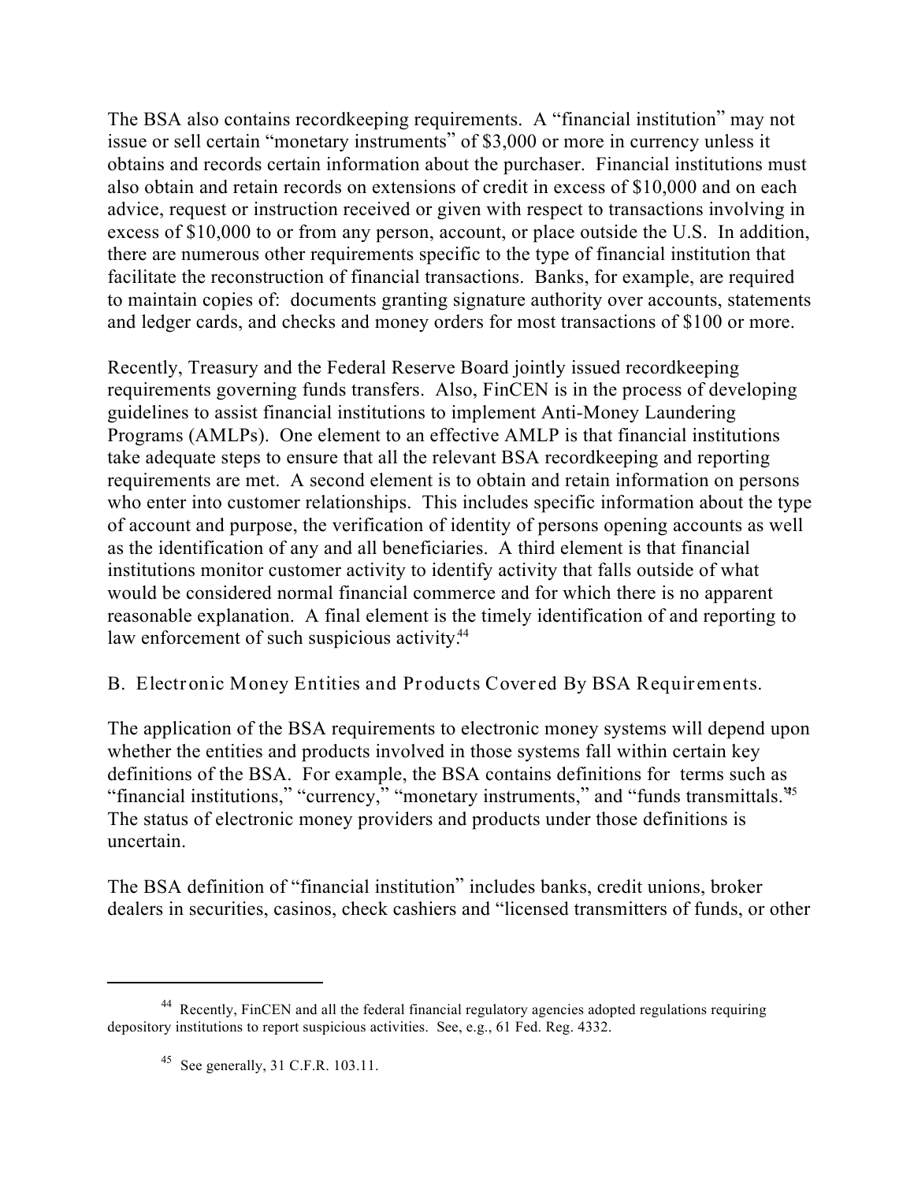The BSA also contains recordkeeping requirements. A "financial institution" may not issue or sell certain "monetary instruments" of $3,000 or more in currency unless it obtains and records certain information about the purchaser. Financial institutions must also obtain and retain records on extensions of credit in excess of $10,000 and on each advice, request or instruction received or given with respect to transactions involving in excess of $10,000 to or from any person, account, or place outside the U.S. In addition, there are numerous other requirements specific to the type of financial institution that facilitate the reconstruction of financial transactions. Banks, for example, are required to maintain copies of: documents granting signature authority over accounts, statements and ledger cards, and checks and money orders for most transactions of $100 or more.

Recently, Treasury and the Federal Reserve Board jointly issued recordkeeping requirements governing funds transfers. Also, FinCEN is in the process of developing guidelines to assist financial institutions to implement Anti-Money Laundering Programs (AMLPs). One element to an effective AMLP is that financial institutions take adequate steps to ensure that all the relevant BSA recordkeeping and reporting requirements are met. A second element is to obtain and retain information on persons who enter into customer relationships. This includes specific information about the type of account and purpose, the verification of identity of persons opening accounts as well as the identification of any and all beneficiaries. A third element is that financial institutions monitor customer activity to identify activity that falls outside of what would be considered normal financial commerce and for which there is no apparent reasonable explanation. A final element is the timely identification of and reporting to law enforcement of such suspicious activity.[44]

## B. Electronic Money Entities and Products Covered By BSA Requirements.

The application of the BSA requirements to electronic money systems will depend upon whether the entities and products involved in those systems fall within certain key definitions of the BSA. For example, the BSA contains definitions for terms such as "financial institutions," "currency," "monetary instruments," and "funds transmittals."[45] The status of electronic money providers and products under those definitions is uncertain.

The BSA definition of "financial institution" includes banks, credit unions, broker dealers in securities, casinos, check cashiers and "licensed transmitters of funds, or other

---

[44] Recently, FinCEN and all the federal financial regulatory agencies adopted regulations requiring depository institutions to report suspicious activities. See, e.g., 61 Fed. Reg. 4332.

[45] See generally, 31 C.F.R. 103.11.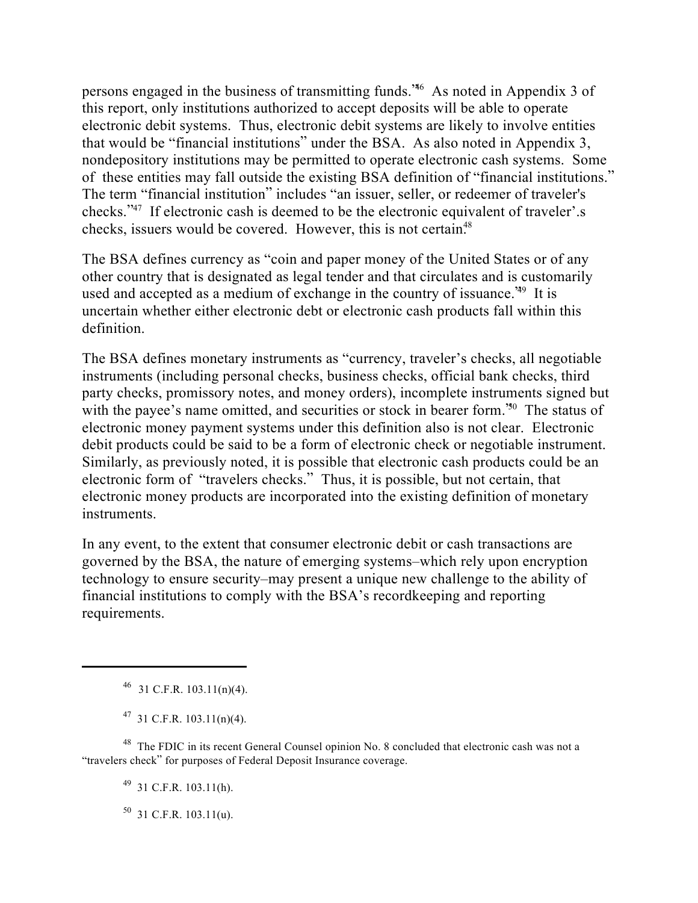persons engaged in the business of transmitting funds."[46] As noted in Appendix 3 of this report, only institutions authorized to accept deposits will be able to operate electronic debit systems. Thus, electronic debit systems are likely to involve entities that would be "financial institutions" under the BSA. As also noted in Appendix 3, nondepository institutions may be permitted to operate electronic cash systems. Some of these entities may fall outside the existing BSA definition of "financial institutions." The term "financial institution" includes "an issuer, seller, or redeemer of traveler's checks."[47] If electronic cash is deemed to be the electronic equivalent of traveler'.s checks, issuers would be covered. However, this is not certain.[48]

The BSA defines currency as "coin and paper money of the United States or of any other country that is designated as legal tender and that circulates and is customarily used and accepted as a medium of exchange in the country of issuance."[49] It is uncertain whether either electronic debt or electronic cash products fall within this definition.

The BSA defines monetary instruments as "currency, traveler's checks, all negotiable instruments (including personal checks, business checks, official bank checks, third party checks, promissory notes, and money orders), incomplete instruments signed but with the payee's name omitted, and securities or stock in bearer form."[50] The status of electronic money payment systems under this definition also is not clear. Electronic debit products could be said to be a form of electronic check or negotiable instrument. Similarly, as previously noted, it is possible that electronic cash products could be an electronic form of "travelers checks." Thus, it is possible, but not certain, that electronic money products are incorporated into the existing definition of monetary instruments.

In any event, to the extent that consumer electronic debit or cash transactions are governed by the BSA, the nature of emerging systems–which rely upon encryption technology to ensure security–may present a unique new challenge to the ability of financial institutions to comply with the BSA's recordkeeping and reporting requirements.

---

[46] 31 C.F.R. 103.11(n)(4).

[47] 31 C.F.R. 103.11(n)(4).

[48] The FDIC in its recent General Counsel opinion No. 8 concluded that electronic cash was not a "travelers check" for purposes of Federal Deposit Insurance coverage.

[49] 31 C.F.R. 103.11(h).

[50] 31 C.F.R. 103.11(u).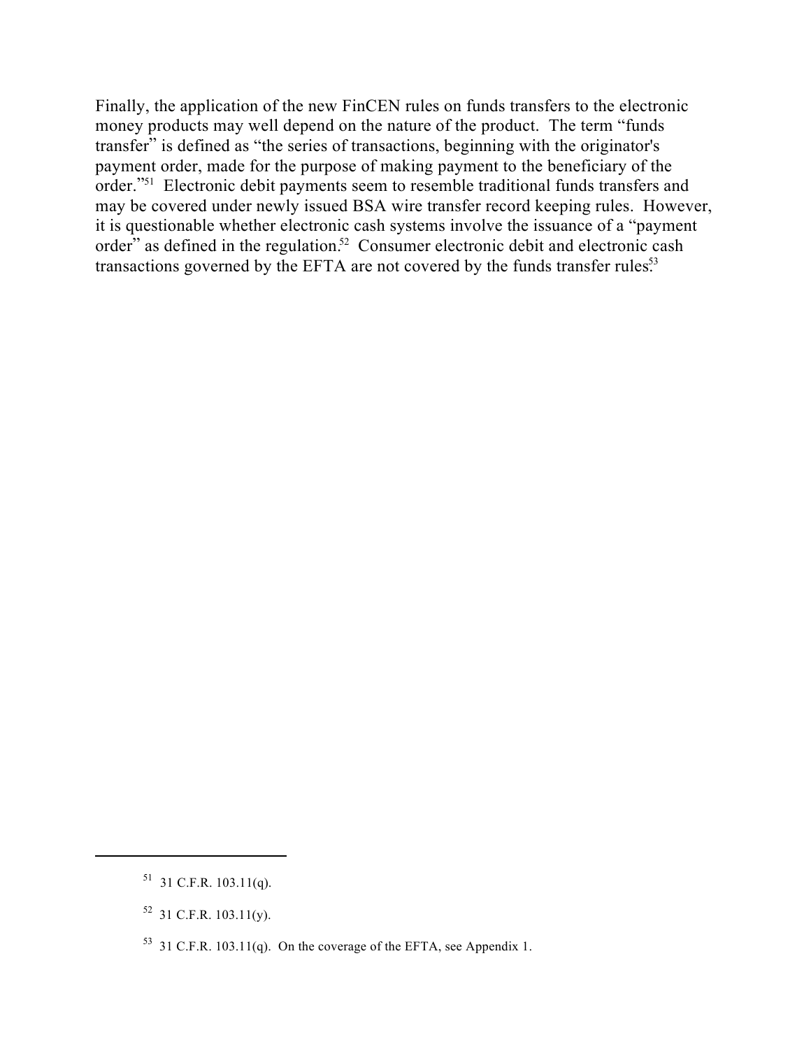Finally, the application of the new FinCEN rules on funds transfers to the electronic money products may well depend on the nature of the product. The term "funds transfer" is defined as "the series of transactions, beginning with the originator's payment order, made for the purpose of making payment to the beneficiary of the order."[51] Electronic debit payments seem to resemble traditional funds transfers and may be covered under newly issued BSA wire transfer record keeping rules. However, it is questionable whether electronic cash systems involve the issuance of a "payment order" as defined in the regulation.[52] Consumer electronic debit and electronic cash transactions governed by the EFTA are not covered by the funds transfer rules.[53]

---

[51] 31 C.F.R. 103.11(q).

[52] 31 C.F.R. 103.11(y).

[53] 31 C.F.R. 103.11(q). On the coverage of the EFTA, see Appendix 1.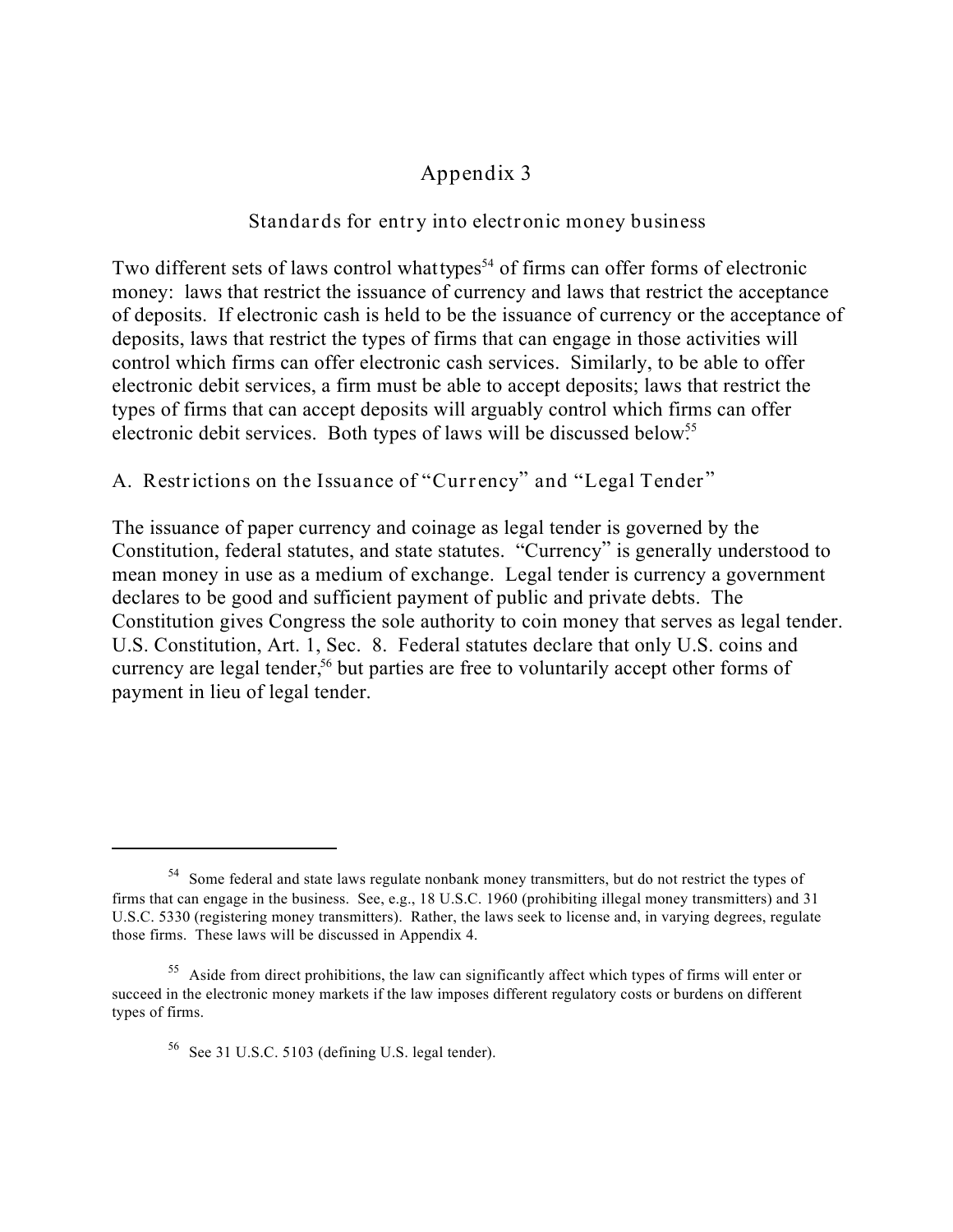# Appendix 3

## Standards for entry into electronic money business

Two different sets of laws control what types[54] of firms can offer forms of electronic money: laws that restrict the issuance of currency and laws that restrict the acceptance of deposits. If electronic cash is held to be the issuance of currency or the acceptance of deposits, laws that restrict the types of firms that can engage in those activities will control which firms can offer electronic cash services. Similarly, to be able to offer electronic debit services, a firm must be able to accept deposits; laws that restrict the types of firms that can accept deposits will arguably control which firms can offer electronic debit services. Both types of laws will be discussed below.[55]

### A. Restrictions on the Issuance of "Currency" and "Legal Tender"

The issuance of paper currency and coinage as legal tender is governed by the Constitution, federal statutes, and state statutes. "Currency" is generally understood to mean money in use as a medium of exchange. Legal tender is currency a government declares to be good and sufficient payment of public and private debts. The Constitution gives Congress the sole authority to coin money that serves as legal tender. U.S. Constitution, Art. 1, Sec. 8. Federal statutes declare that only U.S. coins and currency are legal tender,[56] but parties are free to voluntarily accept other forms of payment in lieu of legal tender.

---

[54] Some federal and state laws regulate nonbank money transmitters, but do not restrict the types of firms that can engage in the business. See, e.g., 18 U.S.C. 1960 (prohibiting illegal money transmitters) and 31 U.S.C. 5330 (registering money transmitters). Rather, the laws seek to license and, in varying degrees, regulate those firms. These laws will be discussed in Appendix 4.

[55] Aside from direct prohibitions, the law can significantly affect which types of firms will enter or succeed in the electronic money markets if the law imposes different regulatory costs or burdens on different types of firms.

[56] See 31 U.S.C. 5103 (defining U.S. legal tender).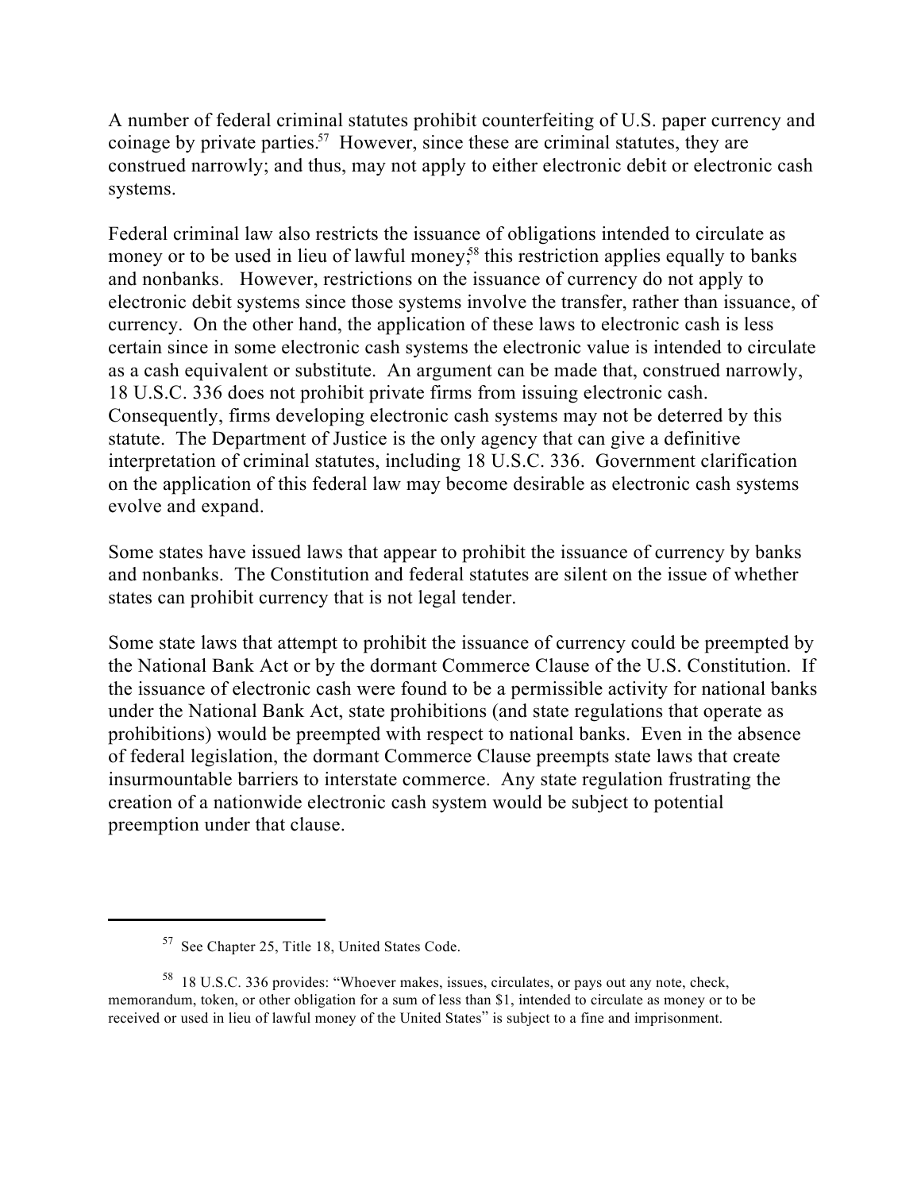A number of federal criminal statutes prohibit counterfeiting of U.S. paper currency and coinage by private parties.[57] However, since these are criminal statutes, they are construed narrowly; and thus, may not apply to either electronic debit or electronic cash systems.

Federal criminal law also restricts the issuance of obligations intended to circulate as money or to be used in lieu of lawful money;[58] this restriction applies equally to banks and nonbanks. However, restrictions on the issuance of currency do not apply to electronic debit systems since those systems involve the transfer, rather than issuance, of currency. On the other hand, the application of these laws to electronic cash is less certain since in some electronic cash systems the electronic value is intended to circulate as a cash equivalent or substitute. An argument can be made that, construed narrowly, 18 U.S.C. 336 does not prohibit private firms from issuing electronic cash. Consequently, firms developing electronic cash systems may not be deterred by this statute. The Department of Justice is the only agency that can give a definitive interpretation of criminal statutes, including 18 U.S.C. 336. Government clarification on the application of this federal law may become desirable as electronic cash systems evolve and expand.

Some states have issued laws that appear to prohibit the issuance of currency by banks and nonbanks. The Constitution and federal statutes are silent on the issue of whether states can prohibit currency that is not legal tender.

Some state laws that attempt to prohibit the issuance of currency could be preempted by the National Bank Act or by the dormant Commerce Clause of the U.S. Constitution. If the issuance of electronic cash were found to be a permissible activity for national banks under the National Bank Act, state prohibitions (and state regulations that operate as prohibitions) would be preempted with respect to national banks. Even in the absence of federal legislation, the dormant Commerce Clause preempts state laws that create insurmountable barriers to interstate commerce. Any state regulation frustrating the creation of a nationwide electronic cash system would be subject to potential preemption under that clause.

---

[57] See Chapter 25, Title 18, United States Code.

[58] 18 U.S.C. 336 provides: "Whoever makes, issues, circulates, or pays out any note, check, memorandum, token, or other obligation for a sum of less than $1, intended to circulate as money or to be received or used in lieu of lawful money of the United States" is subject to a fine and imprisonment.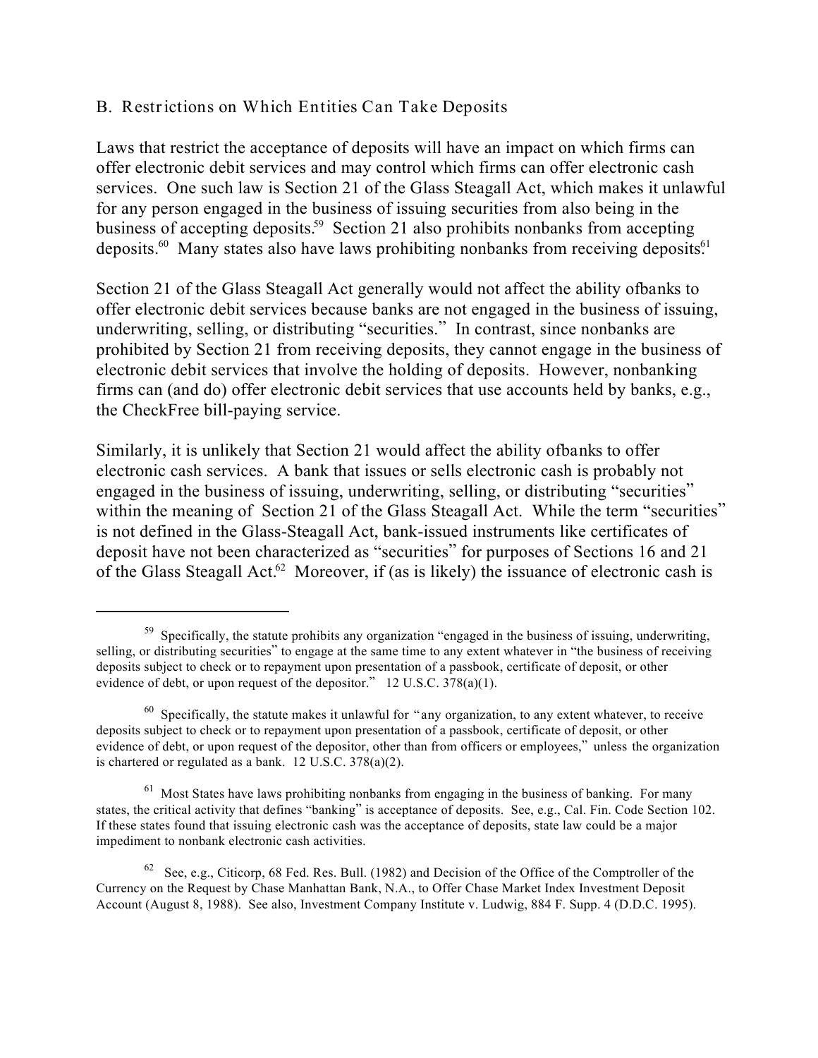### B. Restrictions on Which Entities Can Take Deposits

Laws that restrict the acceptance of deposits will have an impact on which firms can offer electronic debit services and may control which firms can offer electronic cash services. One such law is Section 21 of the Glass Steagall Act, which makes it unlawful for any person engaged in the business of issuing securities from also being in the business of accepting deposits.[59] Section 21 also prohibits nonbanks from accepting deposits.[60] Many states also have laws prohibiting nonbanks from receiving deposits.[61]

Section 21 of the Glass Steagall Act generally would not affect the ability ofbanks to offer electronic debit services because banks are not engaged in the business of issuing, underwriting, selling, or distributing "securities." In contrast, since nonbanks are prohibited by Section 21 from receiving deposits, they cannot engage in the business of electronic debit services that involve the holding of deposits. However, nonbanking firms can (and do) offer electronic debit services that use accounts held by banks, e.g., the CheckFree bill-paying service.

Similarly, it is unlikely that Section 21 would affect the ability ofbanks to offer electronic cash services. A bank that issues or sells electronic cash is probably not engaged in the business of issuing, underwriting, selling, or distributing "securities" within the meaning of Section 21 of the Glass Steagall Act. While the term "securities" is not defined in the Glass-Steagall Act, bank-issued instruments like certificates of deposit have not been characterized as "securities" for purposes of Sections 16 and 21 of the Glass Steagall Act.[62] Moreover, if (as is likely) the issuance of electronic cash is

---

[59] Specifically, the statute prohibits any organization "engaged in the business of issuing, underwriting, selling, or distributing securities" to engage at the same time to any extent whatever in "the business of receiving deposits subject to check or to repayment upon presentation of a passbook, certificate of deposit, or other evidence of debt, or upon request of the depositor." 12 U.S.C. 378(a)(1).

[60] Specifically, the statute makes it unlawful for "any organization, to any extent whatever, to receive deposits subject to check or to repayment upon presentation of a passbook, certificate of deposit, or other evidence of debt, or upon request of the depositor, other than from officers or employees," unless the organization is chartered or regulated as a bank. 12 U.S.C. 378(a)(2).

[61] Most States have laws prohibiting nonbanks from engaging in the business of banking. For many states, the critical activity that defines "banking" is acceptance of deposits. See, e.g., Cal. Fin. Code Section 102. If these states found that issuing electronic cash was the acceptance of deposits, state law could be a major impediment to nonbank electronic cash activities.

[62] See, e.g., Citicorp, 68 Fed. Res. Bull. (1982) and Decision of the Office of the Comptroller of the Currency on the Request by Chase Manhattan Bank, N.A., to Offer Chase Market Index Investment Deposit Account (August 8, 1988). See also, Investment Company Institute v. Ludwig, 884 F. Supp. 4 (D.D.C. 1995).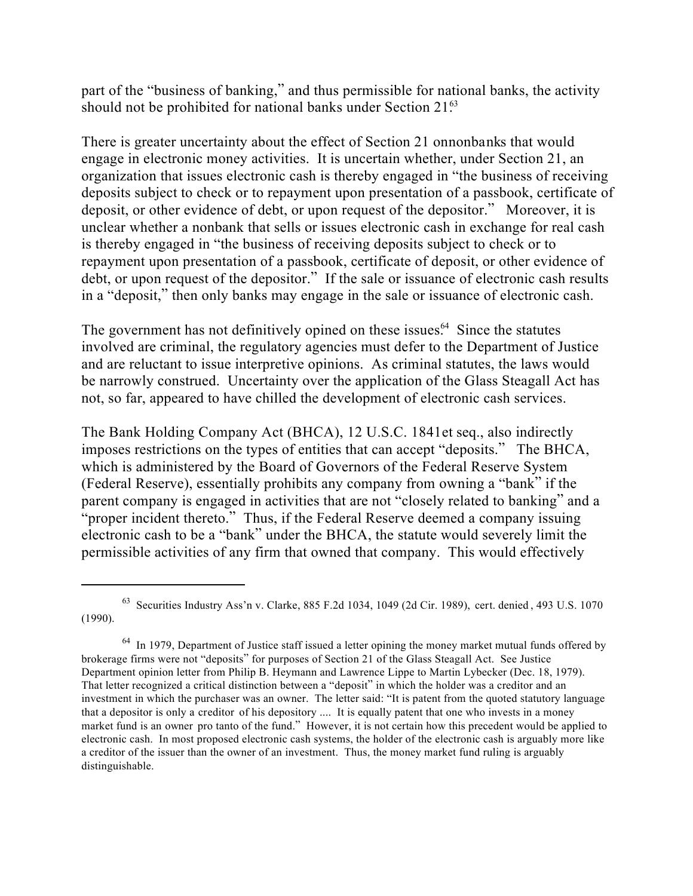part of the "business of banking," and thus permissible for national banks, the activity should not be prohibited for national banks under Section 21.[63]

There is greater uncertainty about the effect of Section 21 on nonbanks that would engage in electronic money activities. It is uncertain whether, under Section 21, an organization that issues electronic cash is thereby engaged in "the business of receiving deposits subject to check or to repayment upon presentation of a passbook, certificate of deposit, or other evidence of debt, or upon request of the depositor." Moreover, it is unclear whether a nonbank that sells or issues electronic cash in exchange for real cash is thereby engaged in "the business of receiving deposits subject to check or to repayment upon presentation of a passbook, certificate of deposit, or other evidence of debt, or upon request of the depositor." If the sale or issuance of electronic cash results in a "deposit," then only banks may engage in the sale or issuance of electronic cash.

The government has not definitively opined on these issues.[64] Since the statutes involved are criminal, the regulatory agencies must defer to the Department of Justice and are reluctant to issue interpretive opinions. As criminal statutes, the laws would be narrowly construed. Uncertainty over the application of the Glass Steagall Act has not, so far, appeared to have chilled the development of electronic cash services.

The Bank Holding Company Act (BHCA), 12 U.S.C. 1841 *et seq.*, also indirectly imposes restrictions on the types of entities that can accept "deposits." The BHCA, which is administered by the Board of Governors of the Federal Reserve System (Federal Reserve), essentially prohibits any company from owning a "bank" if the parent company is engaged in activities that are not "closely related to banking" and a "proper incident thereto." Thus, if the Federal Reserve deemed a company issuing electronic cash to be a "bank" under the BHCA, the statute would severely limit the permissible activities of any firm that owned that company. This would effectively

---

[63] Securities Industry Ass'n v. Clarke, 885 F.2d 1034, 1049 (2d Cir. 1989), *cert. denied*, 493 U.S. 1070 (1990).

[64] In 1979, Department of Justice staff issued a letter opining the money market mutual funds offered by brokerage firms were not "deposits" for purposes of Section 21 of the Glass Steagall Act. See Justice Department opinion letter from Philip B. Heymann and Lawrence Lippe to Martin Lybecker (Dec. 18, 1979). That letter recognized a critical distinction between a "deposit" in which the holder was a creditor and an investment in which the purchaser was an owner. The letter said: "It is patent from the quoted statutory language that a depositor is only a *creditor* of his depository .... It is equally patent that one who invests in a money market fund is an *owner pro tanto* of the fund." However, it is not certain how this precedent would be applied to electronic cash. In most proposed electronic cash systems, the holder of the electronic cash is arguably more like a creditor of the issuer than the owner of an investment. Thus, the money market fund ruling is arguably distinguishable.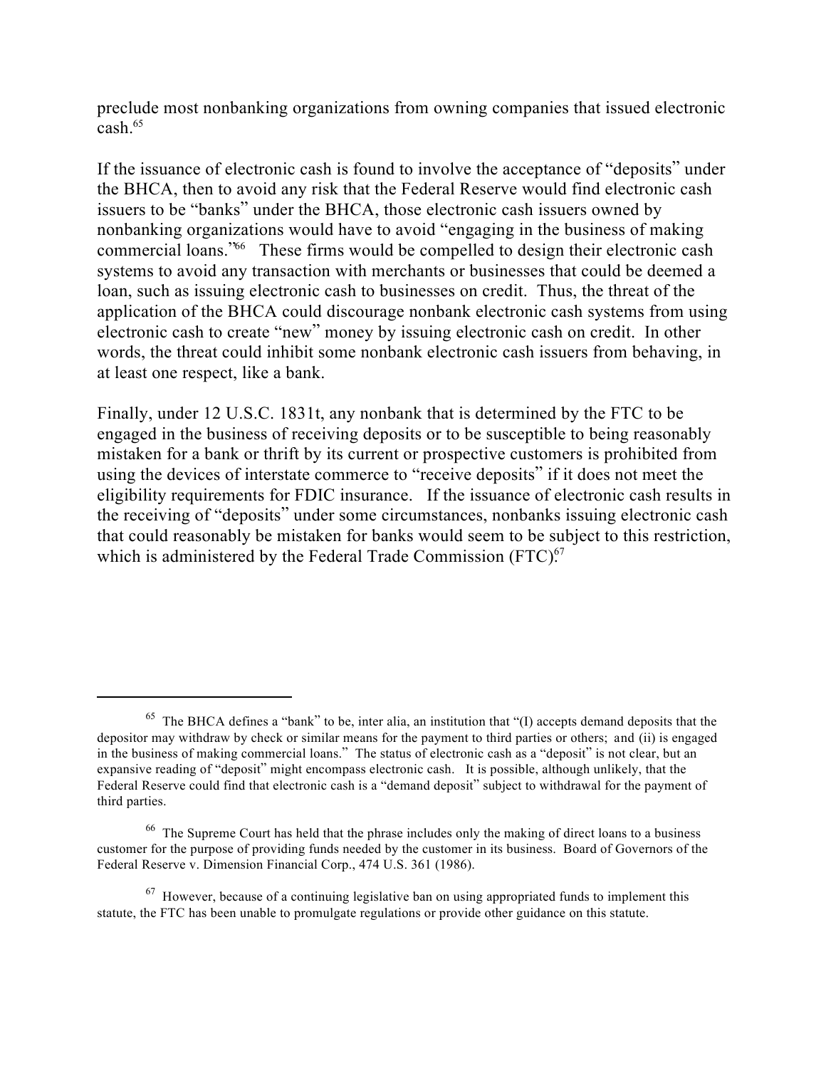preclude most nonbanking organizations from owning companies that issued electronic cash.[65]

If the issuance of electronic cash is found to involve the acceptance of "deposits" under the BHCA, then to avoid any risk that the Federal Reserve would find electronic cash issuers to be "banks" under the BHCA, those electronic cash issuers owned by nonbanking organizations would have to avoid "engaging in the business of making commercial loans."[66] These firms would be compelled to design their electronic cash systems to avoid any transaction with merchants or businesses that could be deemed a loan, such as issuing electronic cash to businesses on credit. Thus, the threat of the application of the BHCA could discourage nonbank electronic cash systems from using electronic cash to create "new" money by issuing electronic cash on credit. In other words, the threat could inhibit some nonbank electronic cash issuers from behaving, in at least one respect, like a bank.

Finally, under 12 U.S.C. 1831t, any nonbank that is determined by the FTC to be engaged in the business of receiving deposits or to be susceptible to being reasonably mistaken for a bank or thrift by its current or prospective customers is prohibited from using the devices of interstate commerce to "receive deposits" if it does not meet the eligibility requirements for FDIC insurance. If the issuance of electronic cash results in the receiving of "deposits" under some circumstances, nonbanks issuing electronic cash that could reasonably be mistaken for banks would seem to be subject to this restriction, which is administered by the Federal Trade Commission (FTC).[67]

---

[65] The BHCA defines a "bank" to be, inter alia, an institution that "(I) accepts demand deposits that the depositor may withdraw by check or similar means for the payment to third parties or others; and (ii) is engaged in the business of making commercial loans." The status of electronic cash as a "deposit" is not clear, but an expansive reading of "deposit" might encompass electronic cash. It is possible, although unlikely, that the Federal Reserve could find that electronic cash is a "demand deposit" subject to withdrawal for the payment of third parties.

[66] The Supreme Court has held that the phrase includes only the making of direct loans to a business customer for the purpose of providing funds needed by the customer in its business. Board of Governors of the Federal Reserve v. Dimension Financial Corp., 474 U.S. 361 (1986).

[67] However, because of a continuing legislative ban on using appropriated funds to implement this statute, the FTC has been unable to promulgate regulations or provide other guidance on this statute.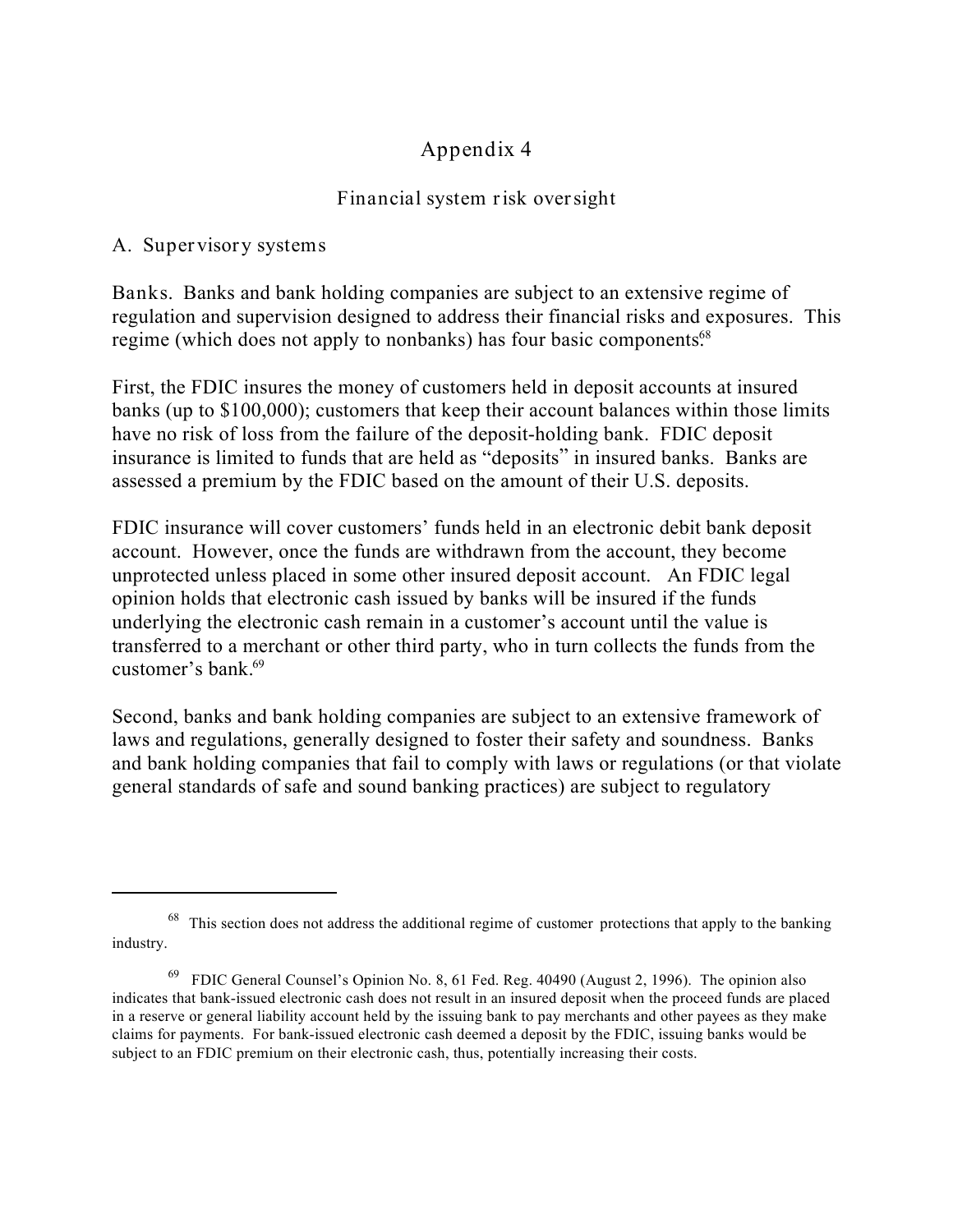# Appendix 4

## Financial system risk oversight

### A. Supervisory systems

Banks. Banks and bank holding companies are subject to an extensive regime of regulation and supervision designed to address their financial risks and exposures. This regime (which does not apply to nonbanks) has four basic components.[68]

First, the FDIC insures the money of customers held in deposit accounts at insured banks (up to $100,000); customers that keep their account balances within those limits have no risk of loss from the failure of the deposit-holding bank. FDIC deposit insurance is limited to funds that are held as "deposits" in insured banks. Banks are assessed a premium by the FDIC based on the amount of their U.S. deposits.

FDIC insurance will cover customers' funds held in an electronic debit bank deposit account. However, once the funds are withdrawn from the account, they become unprotected unless placed in some other insured deposit account. An FDIC legal opinion holds that electronic cash issued by banks will be insured if the funds underlying the electronic cash remain in a customer's account until the value is transferred to a merchant or other third party, who in turn collects the funds from the customer's bank.[69]

Second, banks and bank holding companies are subject to an extensive framework of laws and regulations, generally designed to foster their safety and soundness. Banks and bank holding companies that fail to comply with laws or regulations (or that violate general standards of safe and sound banking practices) are subject to regulatory

---

[68] This section does not address the additional regime of customer protections that apply to the banking industry.

[69] FDIC General Counsel's Opinion No. 8, 61 Fed. Reg. 40490 (August 2, 1996). The opinion also indicates that bank-issued electronic cash does not result in an insured deposit when the proceed funds are placed in a reserve or general liability account held by the issuing bank to pay merchants and other payees as they make claims for payments. For bank-issued electronic cash deemed a deposit by the FDIC, issuing banks would be subject to an FDIC premium on their electronic cash, thus, potentially increasing their costs.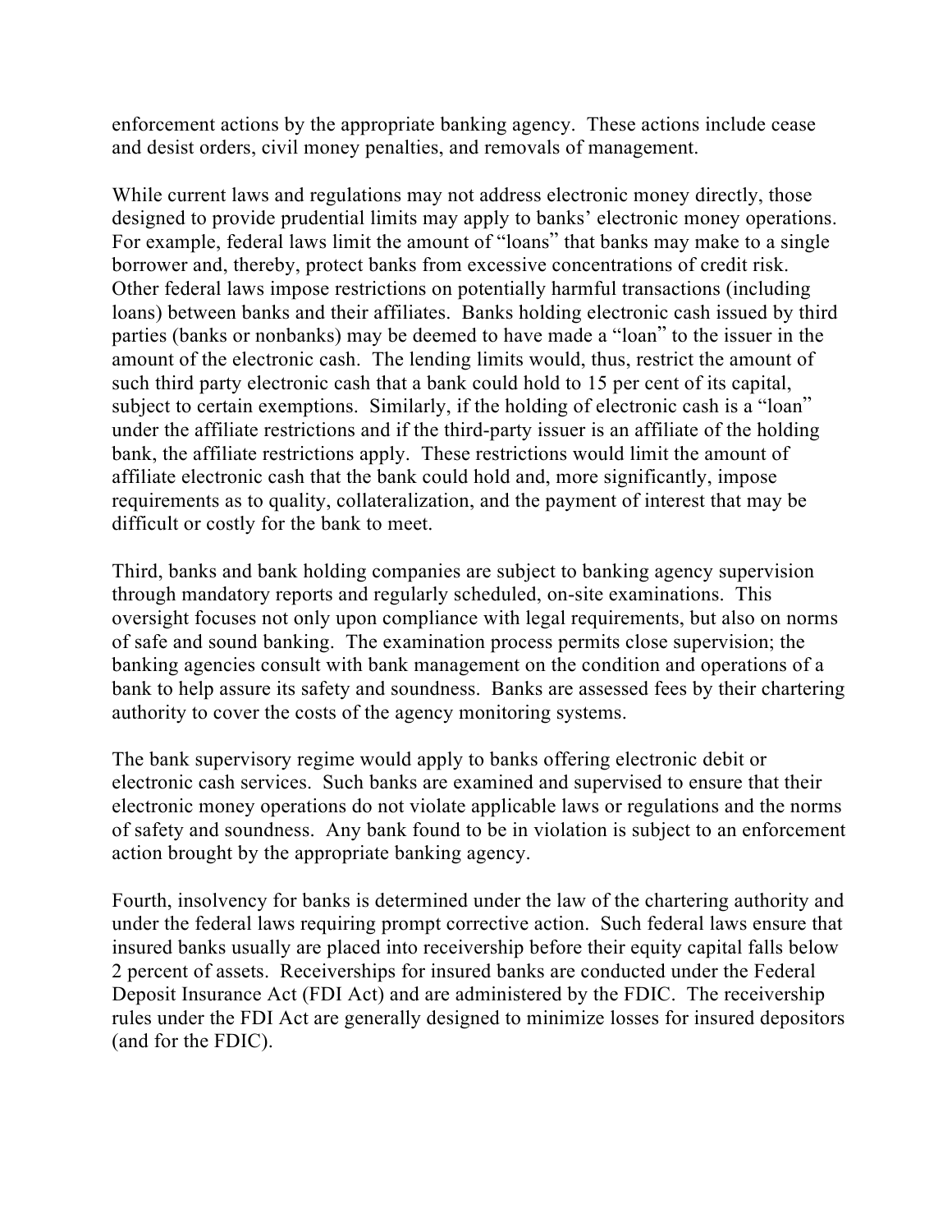enforcement actions by the appropriate banking agency. These actions include cease and desist orders, civil money penalties, and removals of management.

While current laws and regulations may not address electronic money directly, those designed to provide prudential limits may apply to banks' electronic money operations. For example, federal laws limit the amount of "loans" that banks may make to a single borrower and, thereby, protect banks from excessive concentrations of credit risk. Other federal laws impose restrictions on potentially harmful transactions (including loans) between banks and their affiliates. Banks holding electronic cash issued by third parties (banks or nonbanks) may be deemed to have made a "loan" to the issuer in the amount of the electronic cash. The lending limits would, thus, restrict the amount of such third party electronic cash that a bank could hold to 15 per cent of its capital, subject to certain exemptions. Similarly, if the holding of electronic cash is a "loan" under the affiliate restrictions and if the third-party issuer is an affiliate of the holding bank, the affiliate restrictions apply. These restrictions would limit the amount of affiliate electronic cash that the bank could hold and, more significantly, impose requirements as to quality, collateralization, and the payment of interest that may be difficult or costly for the bank to meet.

Third, banks and bank holding companies are subject to banking agency supervision through mandatory reports and regularly scheduled, on-site examinations. This oversight focuses not only upon compliance with legal requirements, but also on norms of safe and sound banking. The examination process permits close supervision; the banking agencies consult with bank management on the condition and operations of a bank to help assure its safety and soundness. Banks are assessed fees by their chartering authority to cover the costs of the agency monitoring systems.

The bank supervisory regime would apply to banks offering electronic debit or electronic cash services. Such banks are examined and supervised to ensure that their electronic money operations do not violate applicable laws or regulations and the norms of safety and soundness. Any bank found to be in violation is subject to an enforcement action brought by the appropriate banking agency.

Fourth, insolvency for banks is determined under the law of the chartering authority and under the federal laws requiring prompt corrective action. Such federal laws ensure that insured banks usually are placed into receivership before their equity capital falls below 2 percent of assets. Receiverships for insured banks are conducted under the Federal Deposit Insurance Act (FDI Act) and are administered by the FDIC. The receivership rules under the FDI Act are generally designed to minimize losses for insured depositors (and for the FDIC).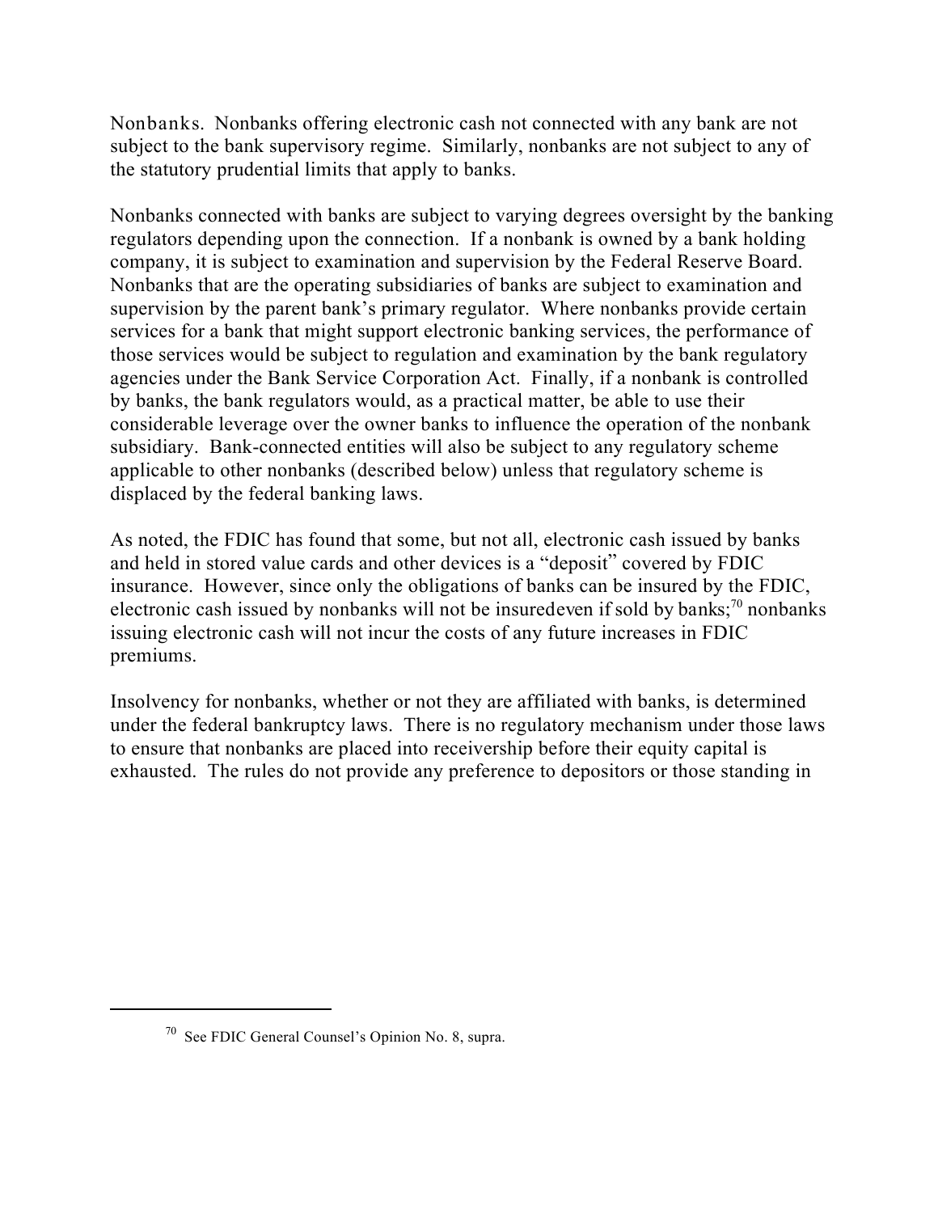Nonbanks. Nonbanks offering electronic cash not connected with any bank are not subject to the bank supervisory regime. Similarly, nonbanks are not subject to any of the statutory prudential limits that apply to banks.

Nonbanks connected with banks are subject to varying degrees oversight by the banking regulators depending upon the connection. If a nonbank is owned by a bank holding company, it is subject to examination and supervision by the Federal Reserve Board. Nonbanks that are the operating subsidiaries of banks are subject to examination and supervision by the parent bank's primary regulator. Where nonbanks provide certain services for a bank that might support electronic banking services, the performance of those services would be subject to regulation and examination by the bank regulatory agencies under the Bank Service Corporation Act. Finally, if a nonbank is controlled by banks, the bank regulators would, as a practical matter, be able to use their considerable leverage over the owner banks to influence the operation of the nonbank subsidiary. Bank-connected entities will also be subject to any regulatory scheme applicable to other nonbanks (described below) unless that regulatory scheme is displaced by the federal banking laws.

As noted, the FDIC has found that some, but not all, electronic cash issued by banks and held in stored value cards and other devices is a "deposit" covered by FDIC insurance. However, since only the obligations of banks can be insured by the FDIC, electronic cash issued by nonbanks will not be insuredeven if sold by banks;[70] nonbanks issuing electronic cash will not incur the costs of any future increases in FDIC premiums.

Insolvency for nonbanks, whether or not they are affiliated with banks, is determined under the federal bankruptcy laws. There is no regulatory mechanism under those laws to ensure that nonbanks are placed into receivership before their equity capital is exhausted. The rules do not provide any preference to depositors or those standing in

---

[70] See FDIC General Counsel's Opinion No. 8, supra.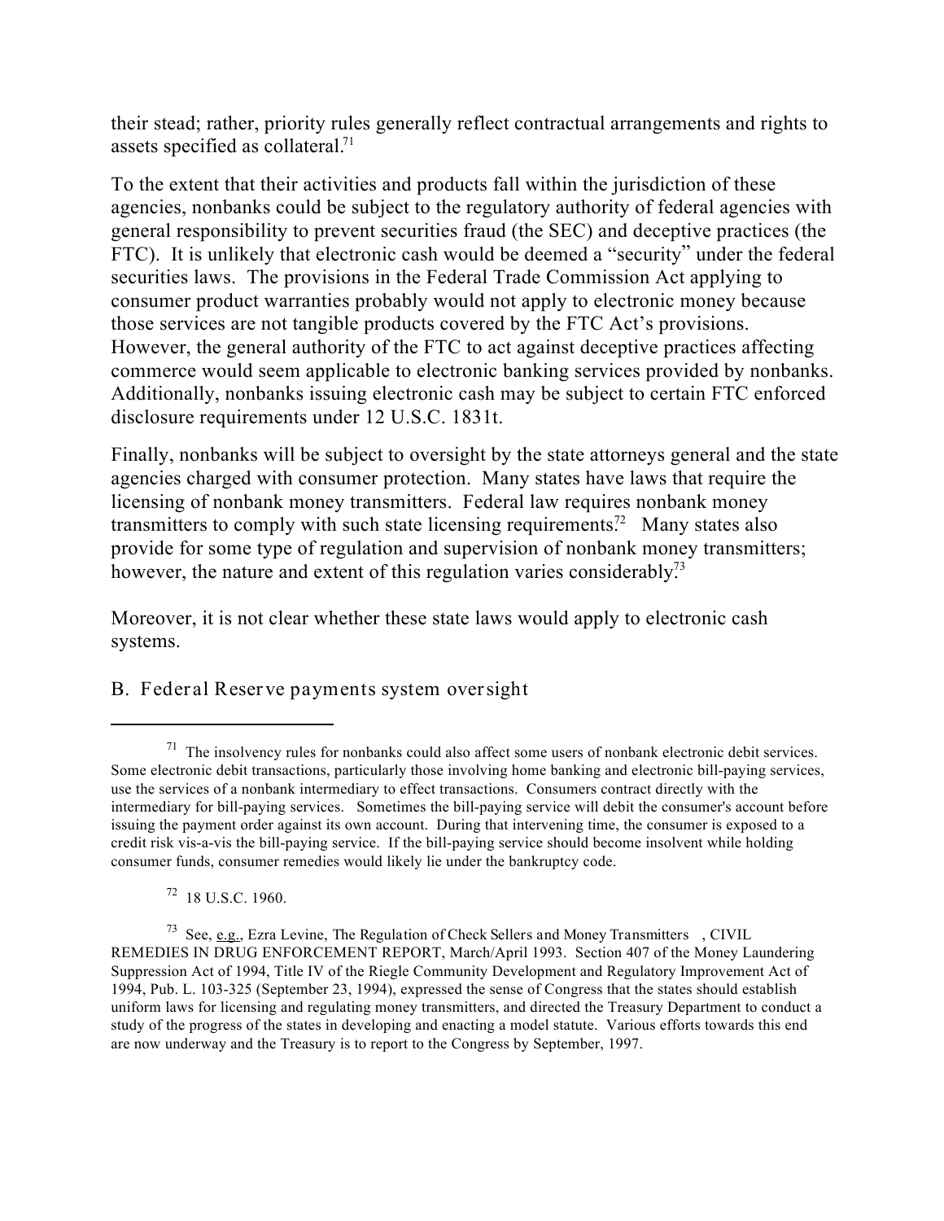their stead; rather, priority rules generally reflect contractual arrangements and rights to assets specified as collateral.[71]

To the extent that their activities and products fall within the jurisdiction of these agencies, nonbanks could be subject to the regulatory authority of federal agencies with general responsibility to prevent securities fraud (the SEC) and deceptive practices (the FTC). It is unlikely that electronic cash would be deemed a "security" under the federal securities laws. The provisions in the Federal Trade Commission Act applying to consumer product warranties probably would not apply to electronic money because those services are not tangible products covered by the FTC Act's provisions. However, the general authority of the FTC to act against deceptive practices affecting commerce would seem applicable to electronic banking services provided by nonbanks. Additionally, nonbanks issuing electronic cash may be subject to certain FTC enforced disclosure requirements under 12 U.S.C. 1831t.

Finally, nonbanks will be subject to oversight by the state attorneys general and the state agencies charged with consumer protection. Many states have laws that require the licensing of nonbank money transmitters. Federal law requires nonbank money transmitters to comply with such state licensing requirements.[72] Many states also provide for some type of regulation and supervision of nonbank money transmitters; however, the nature and extent of this regulation varies considerably.[73]

Moreover, it is not clear whether these state laws would apply to electronic cash systems.

## B. Federal Reserve payments system oversight

---

[71] The insolvency rules for nonbanks could also affect some users of nonbank electronic debit services. Some electronic debit transactions, particularly those involving home banking and electronic bill-paying services, use the services of a nonbank intermediary to effect transactions. Consumers contract directly with the intermediary for bill-paying services. Sometimes the bill-paying service will debit the consumer's account before issuing the payment order against its own account. During that intervening time, the consumer is exposed to a credit risk vis-a-vis the bill-paying service. If the bill-paying service should become insolvent while holding consumer funds, consumer remedies would likely lie under the bankruptcy code.

[72] 18 U.S.C. 1960.

[73] See, e.g., Ezra Levine, The Regulation of Check Sellers and Money Transmitters, CIVIL REMEDIES IN DRUG ENFORCEMENT REPORT, March/April 1993. Section 407 of the Money Laundering Suppression Act of 1994, Title IV of the Riegle Community Development and Regulatory Improvement Act of 1994, Pub. L. 103-325 (September 23, 1994), expressed the sense of Congress that the states should establish uniform laws for licensing and regulating money transmitters, and directed the Treasury Department to conduct a study of the progress of the states in developing and enacting a model statute. Various efforts towards this end are now underway and the Treasury is to report to the Congress by September, 1997.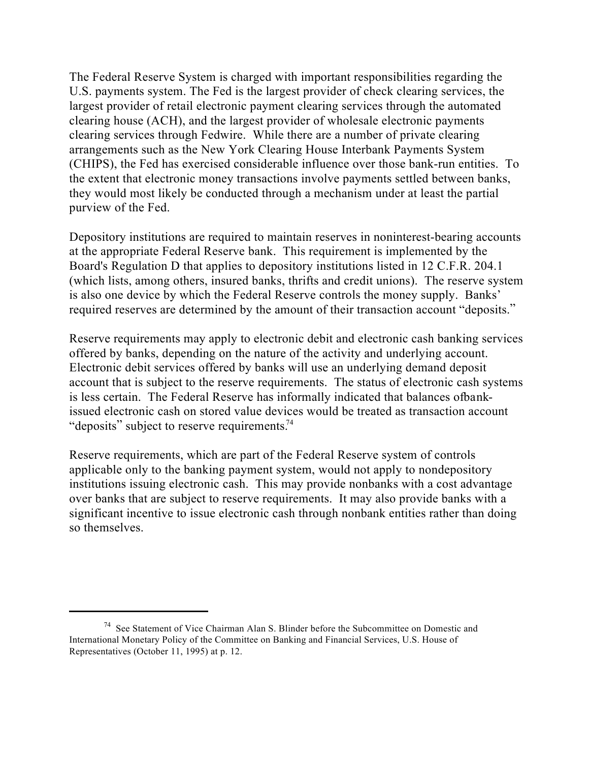The Federal Reserve System is charged with important responsibilities regarding the U.S. payments system. The Fed is the largest provider of check clearing services, the largest provider of retail electronic payment clearing services through the automated clearing house (ACH), and the largest provider of wholesale electronic payments clearing services through Fedwire. While there are a number of private clearing arrangements such as the New York Clearing House Interbank Payments System (CHIPS), the Fed has exercised considerable influence over those bank-run entities. To the extent that electronic money transactions involve payments settled between banks, they would most likely be conducted through a mechanism under at least the partial purview of the Fed.

Depository institutions are required to maintain reserves in noninterest-bearing accounts at the appropriate Federal Reserve bank. This requirement is implemented by the Board's Regulation D that applies to depository institutions listed in 12 C.F.R. 204.1 (which lists, among others, insured banks, thrifts and credit unions). The reserve system is also one device by which the Federal Reserve controls the money supply. Banks' required reserves are determined by the amount of their transaction account "deposits."

Reserve requirements may apply to electronic debit and electronic cash banking services offered by banks, depending on the nature of the activity and underlying account. Electronic debit services offered by banks will use an underlying demand deposit account that is subject to the reserve requirements. The status of electronic cash systems is less certain. The Federal Reserve has informally indicated that balances ofbank-issued electronic cash on stored value devices would be treated as transaction account "deposits" subject to reserve requirements.[74]

Reserve requirements, which are part of the Federal Reserve system of controls applicable only to the banking payment system, would not apply to nondepository institutions issuing electronic cash. This may provide nonbanks with a cost advantage over banks that are subject to reserve requirements. It may also provide banks with a significant incentive to issue electronic cash through nonbank entities rather than doing so themselves.

---

[74] See Statement of Vice Chairman Alan S. Blinder before the Subcommittee on Domestic and International Monetary Policy of the Committee on Banking and Financial Services, U.S. House of Representatives (October 11, 1995) at p. 12.